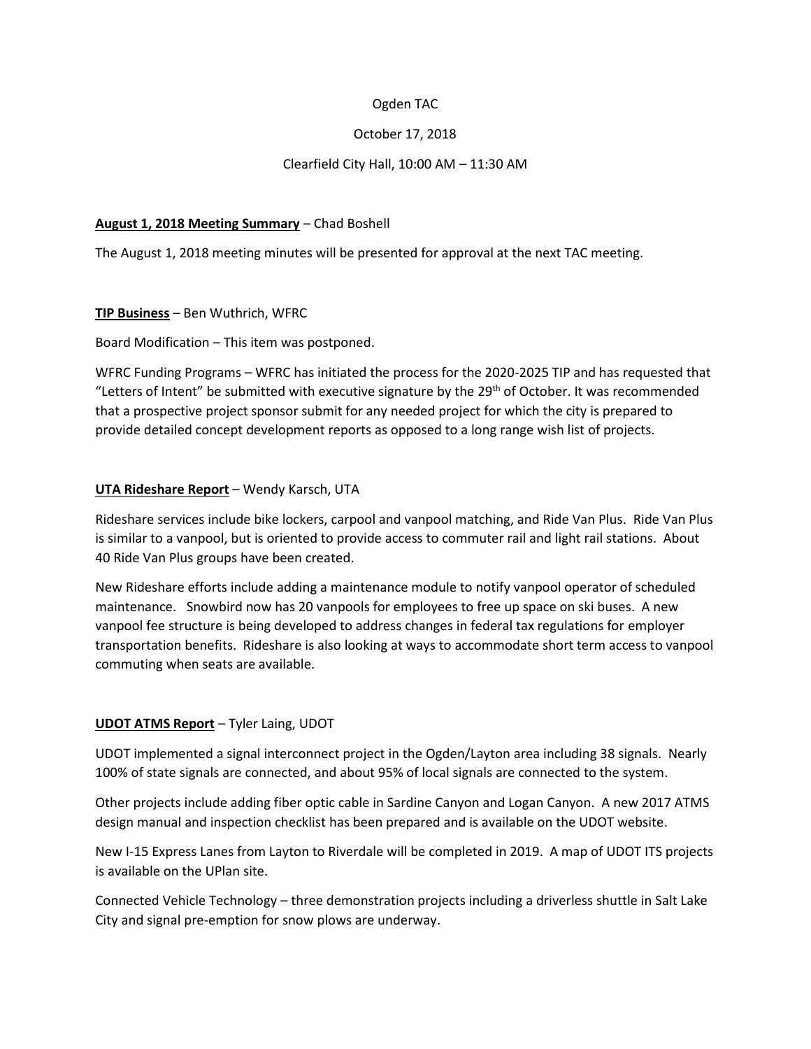Ogden TAC

October 17, 2018

Clearfield City Hall, 10:00 AM – 11:30 AM

**August 1, 2018 Meeting Summary** – Chad Boshell

The August 1, 2018 meeting minutes will be presented for approval at the next TAC meeting.

**TIP Business** – Ben Wuthrich, WFRC

Board Modification – This item was postponed.

WFRC Funding Programs – WFRC has initiated the process for the 2020-2025 TIP and has requested that "Letters of Intent" be submitted with executive signature by the 29th of October. It was recommended that a prospective project sponsor submit for any needed project for which the city is prepared to provide detailed concept development reports as opposed to a long range wish list of projects.

**UTA Rideshare Report** – Wendy Karsch, UTA

Rideshare services include bike lockers, carpool and vanpool matching, and Ride Van Plus. Ride Van Plus is similar to a vanpool, but is oriented to provide access to commuter rail and light rail stations. About 40 Ride Van Plus groups have been created.

New Rideshare efforts include adding a maintenance module to notify vanpool operator of scheduled maintenance. Snowbird now has 20 vanpools for employees to free up space on ski buses. A new vanpool fee structure is being developed to address changes in federal tax regulations for employer transportation benefits. Rideshare is also looking at ways to accommodate short term access to vanpool commuting when seats are available.

**UDOT ATMS Report** – Tyler Laing, UDOT

UDOT implemented a signal interconnect project in the Ogden/Layton area including 38 signals. Nearly 100% of state signals are connected, and about 95% of local signals are connected to the system.

Other projects include adding fiber optic cable in Sardine Canyon and Logan Canyon. A new 2017 ATMS design manual and inspection checklist has been prepared and is available on the UDOT website.

New I-15 Express Lanes from Layton to Riverdale will be completed in 2019. A map of UDOT ITS projects is available on the UPlan site.

Connected Vehicle Technology – three demonstration projects including a driverless shuttle in Salt Lake City and signal pre-emption for snow plows are underway.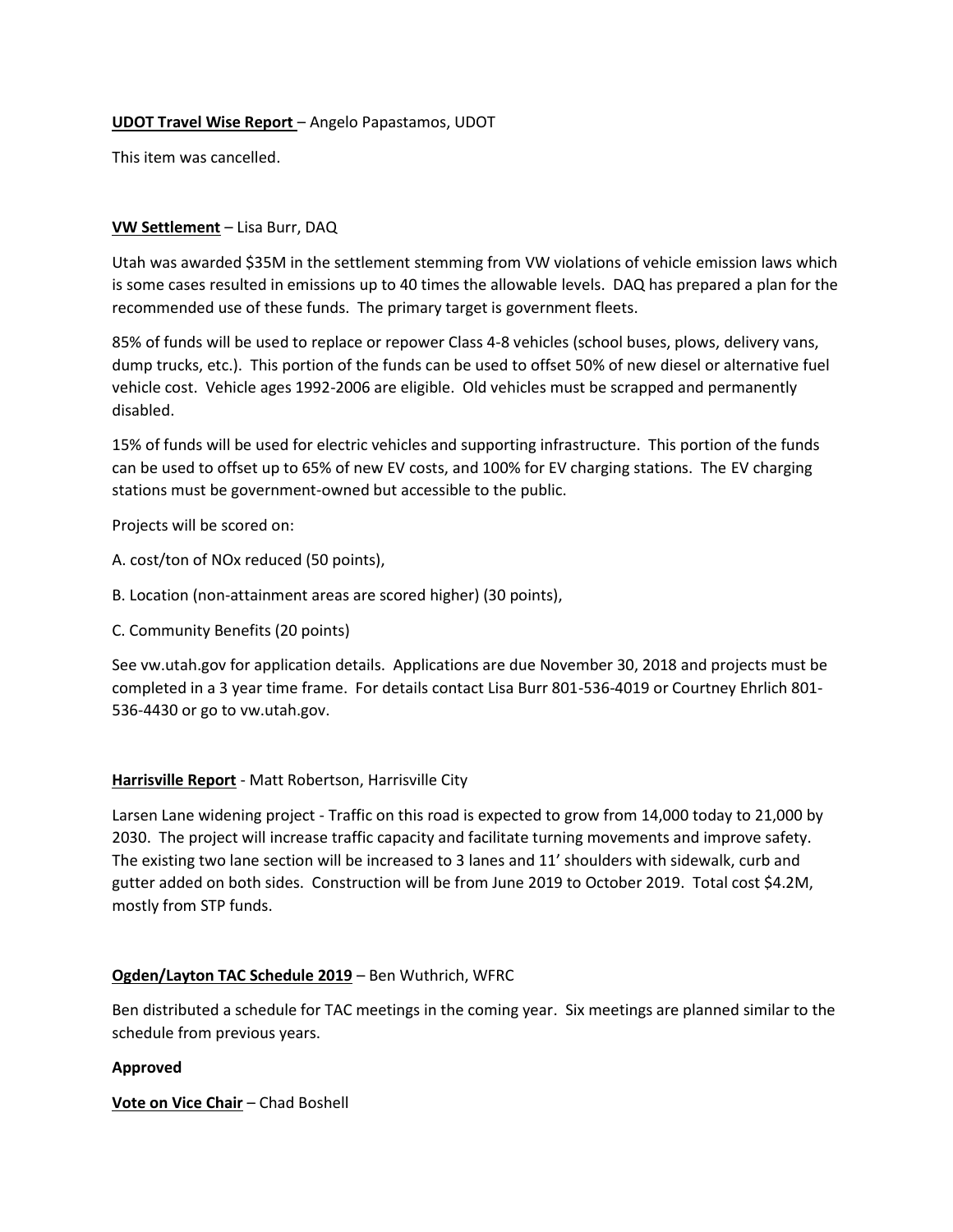**UDOT Travel Wise Report** – Angelo Papastamos, UDOT

This item was cancelled.

**VW Settlement** – Lisa Burr, DAQ

Utah was awarded $35M in the settlement stemming from VW violations of vehicle emission laws which is some cases resulted in emissions up to 40 times the allowable levels. DAQ has prepared a plan for the recommended use of these funds. The primary target is government fleets.

85% of funds will be used to replace or repower Class 4-8 vehicles (school buses, plows, delivery vans, dump trucks, etc.). This portion of the funds can be used to offset 50% of new diesel or alternative fuel vehicle cost. Vehicle ages 1992-2006 are eligible. Old vehicles must be scrapped and permanently disabled.

15% of funds will be used for electric vehicles and supporting infrastructure. This portion of the funds can be used to offset up to 65% of new EV costs, and 100% for EV charging stations. The EV charging stations must be government-owned but accessible to the public.

Projects will be scored on:

A. cost/ton of NOx reduced (50 points),

B. Location (non-attainment areas are scored higher) (30 points),

C. Community Benefits (20 points)

See vw.utah.gov for application details. Applications are due November 30, 2018 and projects must be completed in a 3 year time frame. For details contact Lisa Burr 801-536-4019 or Courtney Ehrlich 801-536-4430 or go to vw.utah.gov.

**Harrisville Report** - Matt Robertson, Harrisville City

Larsen Lane widening project - Traffic on this road is expected to grow from 14,000 today to 21,000 by 2030. The project will increase traffic capacity and facilitate turning movements and improve safety. The existing two lane section will be increased to 3 lanes and 11' shoulders with sidewalk, curb and gutter added on both sides. Construction will be from June 2019 to October 2019. Total cost $4.2M, mostly from STP funds.

**Ogden/Layton TAC Schedule 2019** – Ben Wuthrich, WFRC

Ben distributed a schedule for TAC meetings in the coming year. Six meetings are planned similar to the schedule from previous years.

**Approved**

**Vote on Vice Chair** – Chad Boshell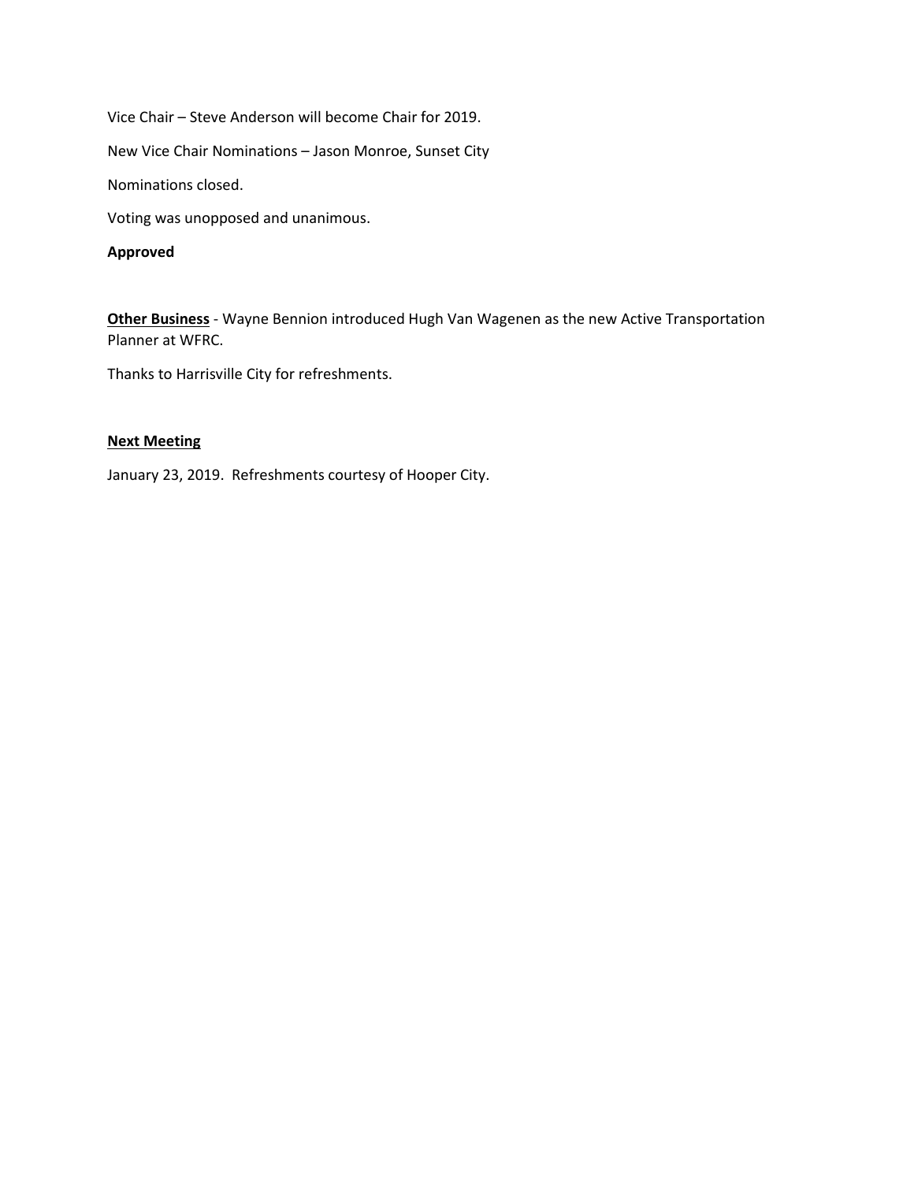Vice Chair – Steve Anderson will become Chair for 2019.

New Vice Chair Nominations – Jason Monroe, Sunset City

Nominations closed.

Voting was unopposed and unanimous.

**Approved**

**Other Business** - Wayne Bennion introduced Hugh Van Wagenen as the new Active Transportation Planner at WFRC.

Thanks to Harrisville City for refreshments.

**Next Meeting**

January 23, 2019. Refreshments courtesy of Hooper City.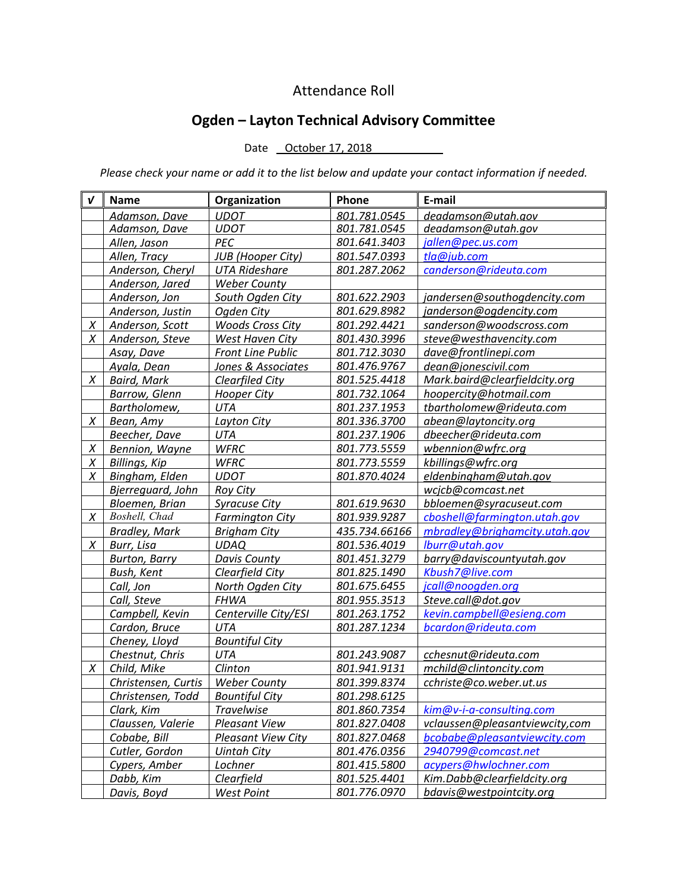# Attendance Roll

## Ogden – Layton Technical Advisory Committee

Date October 17, 2018

*Please check your name or add it to the list below and update your contact information if needed.*

| √ | Name | Organization | Phone | E-mail |
|---|---|---|---|---|
| | Adamson, Dave | UDOT | 801.781.0545 | deadamson@utah.gov |
| | Adamson, Dave | UDOT | 801.781.0545 | deadamson@utah.gov |
| | Allen, Jason | PEC | 801.641.3403 | jallen@pec.us.com |
| | Allen, Tracy | JUB (Hooper City) | 801.547.0393 | tla@jub.com |
| | Anderson, Cheryl | UTA Rideshare | 801.287.2062 | canderson@rideuta.com |
| | Anderson, Jared | Weber County | | |
| | Anderson, Jon | South Ogden City | 801.622.2903 | jandersen@southogdencity.com |
| | Anderson, Justin | Ogden City | 801.629.8982 | janderson@ogdencity.com |
| X | Anderson, Scott | Woods Cross City | 801.292.4421 | sanderson@woodscross.com |
| X | Anderson, Steve | West Haven City | 801.430.3996 | steve@westhavencity.com |
| | Asay, Dave | Front Line Public | 801.712.3030 | dave@frontlinepi.com |
| | Ayala, Dean | Jones & Associates | 801.476.9767 | dean@jonescivil.com |
| X | Baird, Mark | Clearfiled City | 801.525.4418 | Mark.baird@clearfieldcity.org |
| | Barrow, Glenn | Hooper City | 801.732.1064 | hoopercity@hotmail.com |
| | Bartholomew, | UTA | 801.237.1953 | tbartholomew@rideuta.com |
| X | Bean, Amy | Layton City | 801.336.3700 | abean@laytoncity.org |
| | Beecher, Dave | UTA | 801.237.1906 | dbeecher@rideuta.com |
| X | Bennion, Wayne | WFRC | 801.773.5559 | wbennion@wfrc.org |
| X | Billings, Kip | WFRC | 801.773.5559 | kbillings@wfrc.org |
| X | Bingham, Elden | UDOT | 801.870.4024 | eldenbingham@utah.gov |
| | Bjerreguard, John | Roy City | | wcjcb@comcast.net |
| | Bloemen, Brian | Syracuse City | 801.619.9630 | bbloemen@syracuseut.com |
| X | Boshell, Chad | Farmington City | 801.939.9287 | cboshell@farmington.utah.gov |
| | Bradley, Mark | Brigham City | 435.734.66166 | mbradley@brighamcity.utah.gov |
| X | Burr, Lisa | UDAQ | 801.536.4019 | lburr@utah.gov |
| | Burton, Barry | Davis County | 801.451.3279 | barry@daviscountyutah.gov |
| | Bush, Kent | Clearfield City | 801.825.1490 | Kbush7@live.com |
| | Call, Jon | North Ogden City | 801.675.6455 | jcall@noogden.org |
| | Call, Steve | FHWA | 801.955.3513 | Steve.call@dot.gov |
| | Campbell, Kevin | Centerville City/ESI | 801.263.1752 | kevin.campbell@esieng.com |
| | Cardon, Bruce | UTA | 801.287.1234 | bcardon@rideuta.com |
| | Cheney, Lloyd | Bountiful City | | |
| | Chestnut, Chris | UTA | 801.243.9087 | cchesnut@rideuta.com |
| X | Child, Mike | Clinton | 801.941.9131 | mchild@clintoncity.com |
| | Christensen, Curtis | Weber County | 801.399.8374 | cchriste@co.weber.ut.us |
| | Christensen, Todd | Bountiful City | 801.298.6125 | |
| | Clark, Kim | Travelwise | 801.860.7354 | kim@v-i-a-consulting.com |
| | Claussen, Valerie | Pleasant View | 801.827.0408 | vclaussen@pleasantviewcity,com |
| | Cobabe, Bill | Pleasant View City | 801.827.0468 | bcobabe@pleasantviewcity.com |
| | Cutler, Gordon | Uintah City | 801.476.0356 | 2940799@comcast.net |
| | Cypers, Amber | Lochner | 801.415.5800 | acypers@hwlochner.com |
| | Dabb, Kim | Clearfield | 801.525.4401 | Kim.Dabb@clearfieldcity.org |
| | Davis, Boyd | West Point | 801.776.0970 | bdavis@westpointcity.org |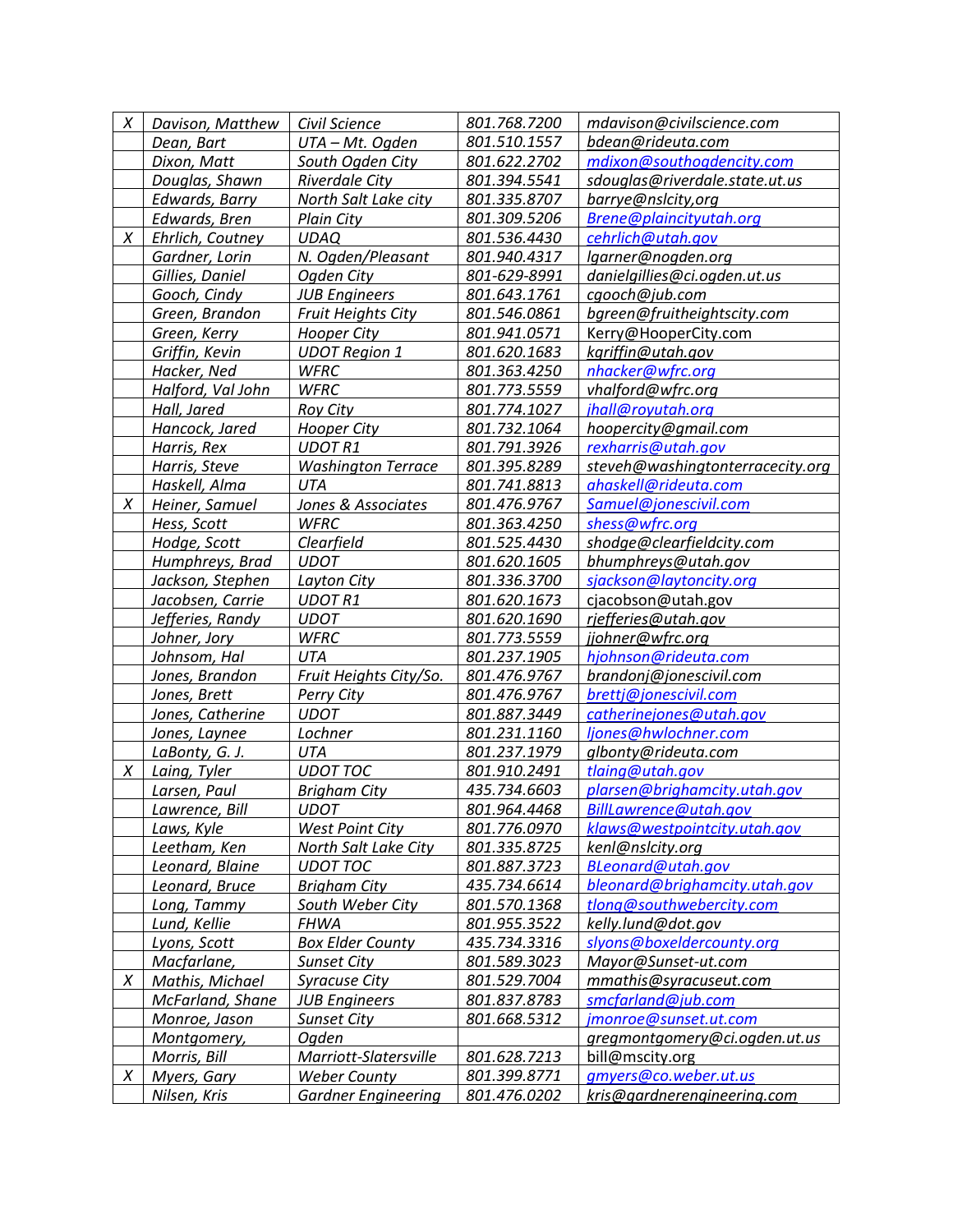| X | Davison, Matthew | Civil Science | 801.768.7200 | mdavison@civilscience.com |
|---|---|---|---|---|
| | Dean, Bart | UTA – Mt. Ogden | 801.510.1557 | bdean@rideuta.com |
| | Dixon, Matt | South Ogden City | 801.622.2702 | mdixon@southogdencity.com |
| | Douglas, Shawn | Riverdale City | 801.394.5541 | sdouglas@riverdale.state.ut.us |
| | Edwards, Barry | North Salt Lake city | 801.335.8707 | barrye@nslcity,org |
| | Edwards, Bren | Plain City | 801.309.5206 | Brene@plaincityutah.org |
| X | Ehrlich, Coutney | UDAQ | 801.536.4430 | cehrlich@utah.gov |
| | Gardner, Lorin | N. Ogden/Pleasant | 801.940.4317 | lgarner@nogden.org |
| | Gillies, Daniel | Ogden City | 801-629-8991 | danielgillies@ci.ogden.ut.us |
| | Gooch, Cindy | JUB Engineers | 801.643.1761 | cgooch@jub.com |
| | Green, Brandon | Fruit Heights City | 801.546.0861 | bgreen@fruitheightscity.com |
| | Green, Kerry | Hooper City | 801.941.0571 | Kerry@HooperCity.com |
| | Griffin, Kevin | UDOT Region 1 | 801.620.1683 | kgriffin@utah.gov |
| | Hacker, Ned | WFRC | 801.363.4250 | nhacker@wfrc.org |
| | Halford, Val John | WFRC | 801.773.5559 | vhalford@wfrc.org |
| | Hall, Jared | Roy City | 801.774.1027 | jhall@royutah.org |
| | Hancock, Jared | Hooper City | 801.732.1064 | hoopercity@gmail.com |
| | Harris, Rex | UDOT R1 | 801.791.3926 | rexharris@utah.gov |
| | Harris, Steve | Washington Terrace | 801.395.8289 | steveh@washingtonterracecity.org |
| | Haskell, Alma | UTA | 801.741.8813 | ahaskell@rideuta.com |
| X | Heiner, Samuel | Jones & Associates | 801.476.9767 | Samuel@jonescivil.com |
| | Hess, Scott | WFRC | 801.363.4250 | shess@wfrc.org |
| | Hodge, Scott | Clearfield | 801.525.4430 | shodge@clearfieldcity.com |
| | Humphreys, Brad | UDOT | 801.620.1605 | bhumphreys@utah.gov |
| | Jackson, Stephen | Layton City | 801.336.3700 | sjackson@laytoncity.org |
| | Jacobsen, Carrie | UDOT R1 | 801.620.1673 | cjacobson@utah.gov |
| | Jefferies, Randy | UDOT | 801.620.1690 | rjefferies@utah.gov |
| | Johner, Jory | WFRC | 801.773.5559 | jjohner@wfrc.org |
| | Johnsom, Hal | UTA | 801.237.1905 | hjohnson@rideuta.com |
| | Jones, Brandon | Fruit Heights City/So. | 801.476.9767 | brandonj@jonescivil.com |
| | Jones, Brett | Perry City | 801.476.9767 | brettj@jonescivil.com |
| | Jones, Catherine | UDOT | 801.887.3449 | catherinejones@utah.gov |
| | Jones, Laynee | Lochner | 801.231.1160 | ljones@hwlochner.com |
| | LaBonty, G. J. | UTA | 801.237.1979 | glbonty@rideuta.com |
| X | Laing, Tyler | UDOT TOC | 801.910.2491 | tlaing@utah.gov |
| | Larsen, Paul | Brigham City | 435.734.6603 | plarsen@brighamcity.utah.gov |
| | Lawrence, Bill | UDOT | 801.964.4468 | BillLawrence@utah.gov |
| | Laws, Kyle | West Point City | 801.776.0970 | klaws@westpointcity.utah.gov |
| | Leetham, Ken | North Salt Lake City | 801.335.8725 | kenl@nslcity.org |
| | Leonard, Blaine | UDOT TOC | 801.887.3723 | BLeonard@utah.gov |
| | Leonard, Bruce | Brigham City | 435.734.6614 | bleonard@brighamcity.utah.gov |
| | Long, Tammy | South Weber City | 801.570.1368 | tlong@southwebercity.com |
| | Lund, Kellie | FHWA | 801.955.3522 | kelly.lund@dot.gov |
| | Lyons, Scott | Box Elder County | 435.734.3316 | slyons@boxeldercounty.org |
| | Macfarlane, | Sunset City | 801.589.3023 | Mayor@Sunset-ut.com |
| X | Mathis, Michael | Syracuse City | 801.529.7004 | mmathis@syracuseut.com |
| | McFarland, Shane | JUB Engineers | 801.837.8783 | smcfarland@jub.com |
| | Monroe, Jason | Sunset City | 801.668.5312 | jmonroe@sunset.ut.com |
| | Montgomery, | Ogden | | gregmontgomery@ci.ogden.ut.us |
| | Morris, Bill | Marriott-Slatersville | 801.628.7213 | bill@mscity.org |
| X | Myers, Gary | Weber County | 801.399.8771 | gmyers@co.weber.ut.us |
| | Nilsen, Kris | Gardner Engineering | 801.476.0202 | kris@gardnerengineering.com |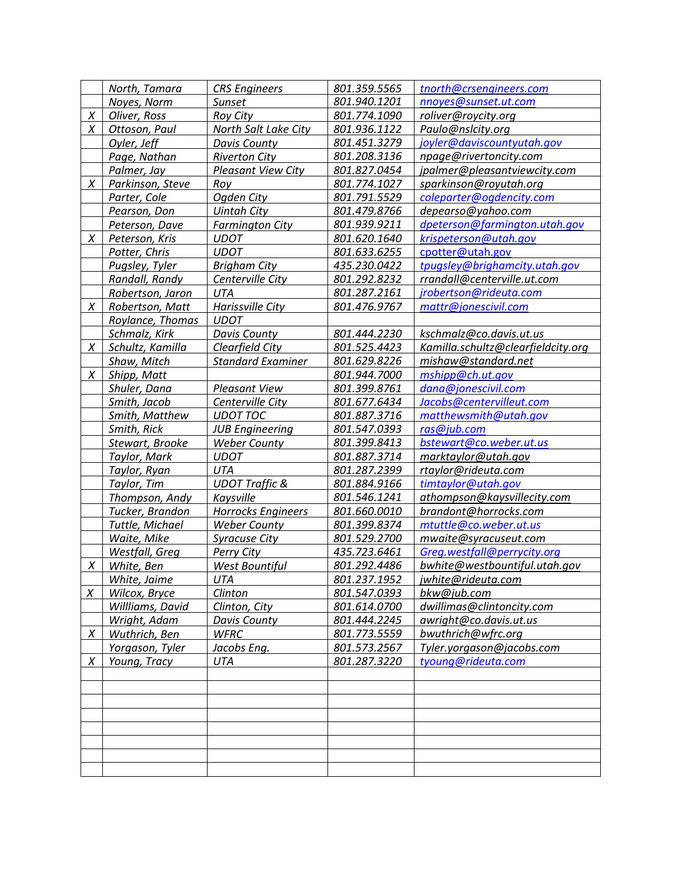| | | | | |
|---|---|---|---|---|
| | North, Tamara | CRS Engineers | 801.359.5565 | tnorth@crsengineers.com |
| | Noyes, Norm | Sunset | 801.940.1201 | nnoyes@sunset.ut.com |
| X | Oliver, Ross | Roy City | 801.774.1090 | roliver@roycity.org |
| X | Ottoson, Paul | North Salt Lake City | 801.936.1122 | Paulo@nslcity.org |
| | Oyler, Jeff | Davis County | 801.451.3279 | joyler@daviscountyutah.gov |
| | Page, Nathan | Riverton City | 801.208.3136 | npage@rivertoncity.com |
| | Palmer, Jay | Pleasant View City | 801.827.0454 | jpalmer@pleasantviewcity.com |
| X | Parkinson, Steve | Roy | 801.774.1027 | sparkinson@royutah.org |
| | Parter, Cole | Ogden City | 801.791.5529 | coleparter@ogdencity.com |
| | Pearson, Don | Uintah City | 801.479.8766 | depearso@yahoo.com |
| | Peterson, Dave | Farmington City | 801.939.9211 | dpeterson@farmington.utah.gov |
| X | Peterson, Kris | UDOT | 801.620.1640 | krispeterson@utah.gov |
| | Potter, Chris | UDOT | 801.633.6255 | cpotter@utah.gov |
| | Pugsley, Tyler | Brigham City | 435.230.0422 | tpugsley@brighamcity.utah.gov |
| | Randall, Randy | Centerville City | 801.292.8232 | rrandall@centerville.ut.com |
| | Robertson, Jaron | UTA | 801.287.2161 | jrobertson@rideuta.com |
| X | Robertson, Matt | Harissville City | 801.476.9767 | mattr@jonescivil.com |
| | Roylance, Thomas | UDOT | | |
| | Schmalz, Kirk | Davis County | 801.444.2230 | kschmalz@co.davis.ut.us |
| X | Schultz, Kamilla | Clearfield City | 801.525.4423 | Kamilla.schultz@clearfieldcity.org |
| | Shaw, Mitch | Standard Examiner | 801.629.8226 | mishaw@standard.net |
| X | Shipp, Matt | | 801.944.7000 | mshipp@ch.ut.gov |
| | Shuler, Dana | Pleasant View | 801.399.8761 | dana@jonescivil.com |
| | Smith, Jacob | Centerville City | 801.677.6434 | Jacobs@centervilleut.com |
| | Smith, Matthew | UDOT TOC | 801.887.3716 | matthewsmith@utah.gov |
| | Smith, Rick | JUB Engineering | 801.547.0393 | ras@jub.com |
| | Stewart, Brooke | Weber County | 801.399.8413 | bstewart@co.weber.ut.us |
| | Taylor, Mark | UDOT | 801.887.3714 | marktaylor@utah.gov |
| | Taylor, Ryan | UTA | 801.287.2399 | rtaylor@rideuta.com |
| | Taylor, Tim | UDOT Traffic & | 801.884.9166 | timtaylor@utah.gov |
| | Thompson, Andy | Kaysville | 801.546.1241 | athompson@kaysvillecity.com |
| | Tucker, Brandon | Horrocks Engineers | 801.660.0010 | brandont@horrocks.com |
| | Tuttle, Michael | Weber County | 801.399.8374 | mtuttle@co.weber.ut.us |
| | Waite, Mike | Syracuse City | 801.529.2700 | mwaite@syracuseut.com |
| | Westfall, Greg | Perry City | 435.723.6461 | Greg.westfall@perrycity.org |
| X | White, Ben | West Bountiful | 801.292.4486 | bwhite@westbountiful.utah.gov |
| | White, Jaime | UTA | 801.237.1952 | jwhite@rideuta.com |
| X | Wilcox, Bryce | Clinton | 801.547.0393 | bkw@jub.com |
| | Willliams, David | Clinton, City | 801.614.0700 | dwillimas@clintoncity.com |
| | Wright, Adam | Davis County | 801.444.2245 | awright@co.davis.ut.us |
| X | Wuthrich, Ben | WFRC | 801.773.5559 | bwuthrich@wfrc.org |
| | Yorgason, Tyler | Jacobs Eng. | 801.573.2567 | Tyler.yorgason@jacobs.com |
| X | Young, Tracy | UTA | 801.287.3220 | tyoung@rideuta.com |
| | | | | |
| | | | | |
| | | | | |
| | | | | |
| | | | | |
| | | | | |
| | | | | |
| | | | | |